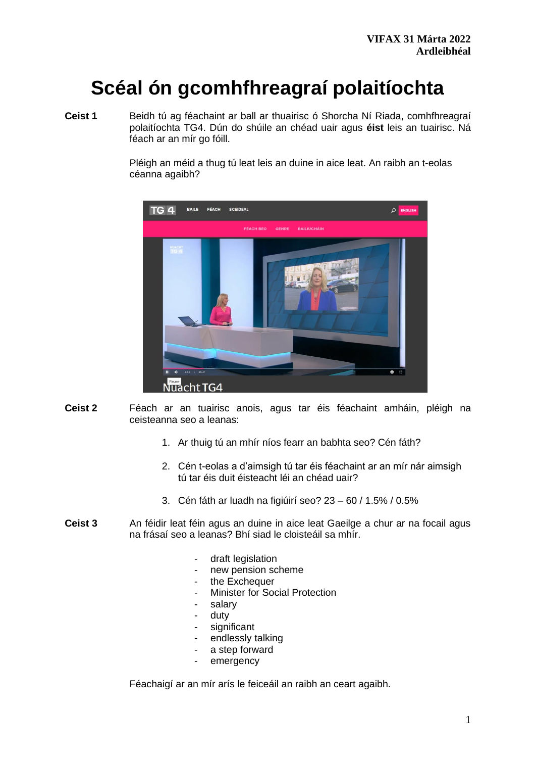**VIFAX 31 Márta 2022**
**Ardleibhéal**

# Scéal ón gcomhfhreagraí polaitíochta

**Ceist 1** Beidh tú ag féachaint ar ball ar thuairisc ó Shorcha Ní Riada, comhfhreagraí polaitíochta TG4. Dún do shúile an chéad uair agus **éist** leis an tuairisc. Ná féach ar an mír go fóill.

Pléigh an méid a thug tú leat leis an duine in aice leat. An raibh an t-eolas céanna agaibh?

**Ceist 2** Féach ar an tuairisc anois, agus tar éis féachaint amháin, pléigh na ceisteanna seo a leanas:

1. Ar thuig tú an mhír níos fearr an babhta seo? Cén fáth?
2. Cén t-eolas a d'aimsigh tú tar éis féachaint ar an mír nár aimsigh tú tar éis duit éisteacht léi an chéad uair?
3. Cén fáth ar luadh na figiúirí seo? 23 – 60 / 1.5% / 0.5%

**Ceist 3** An féidir leat féin agus an duine in aice leat Gaeilge a chur ar na focail agus na frásaí seo a leanas? Bhí siad le cloisteáil sa mhír.

- draft legislation
- new pension scheme
- the Exchequer
- Minister for Social Protection
- salary
- duty
- significant
- endlessly talking
- a step forward
- emergency

Féachaigí ar an mír arís le feiceáil an raibh an ceart agaibh.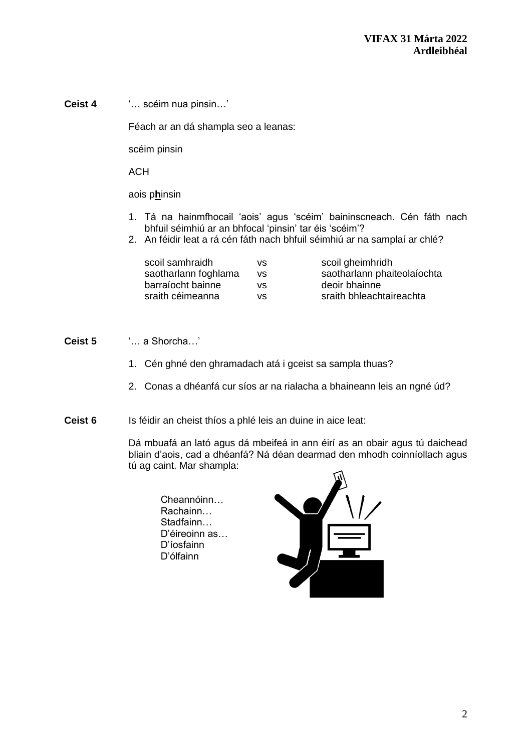**Ceist 4** '… scéim nua pinsin…'

Féach ar an dá shampla seo a leanas:

scéim pinsin

ACH

aois p**h**insin

1. Tá na hainmfhocail 'aois' agus 'scéim' baininscneach. Cén fáth nach bhfuil séimhiú ar an bhfocal 'pinsin' tar éis 'scéim'?
2. An féidir leat a rá cén fáth nach bhfuil séimhiú ar na samplaí ar chlé?

| | | |
|---|---|---|
| scoil samhraidh | vs | scoil gheimhridh |
| saotharlann foghlama | vs | saotharlann phaiteolaíochta |
| barraíocht bainne | vs | deoir bhainne |
| sraith céimeanna | vs | sraith bhleachtaireachta |

**Ceist 5** '… a Shorcha…'

1. Cén ghné den ghramadach atá i gceist sa sampla thuas?
2. Conas a dhéanfá cur síos ar na rialacha a bhaineann leis an ngné úd?

**Ceist 6** Is féidir an cheist thíos a phlé leis an duine in aice leat:

Dá mbuafá an lató agus dá mbeifeá in ann éirí as an obair agus tú daichead bliain d'aois, cad a dhéanfá? Ná déan dearmad den mhodh coinníollach agus tú ag caint. Mar shampla:

Cheannóinn…
Rachainn…
Stadfainn…
D'éireoinn as…
D'íosfainn
D'ólfainn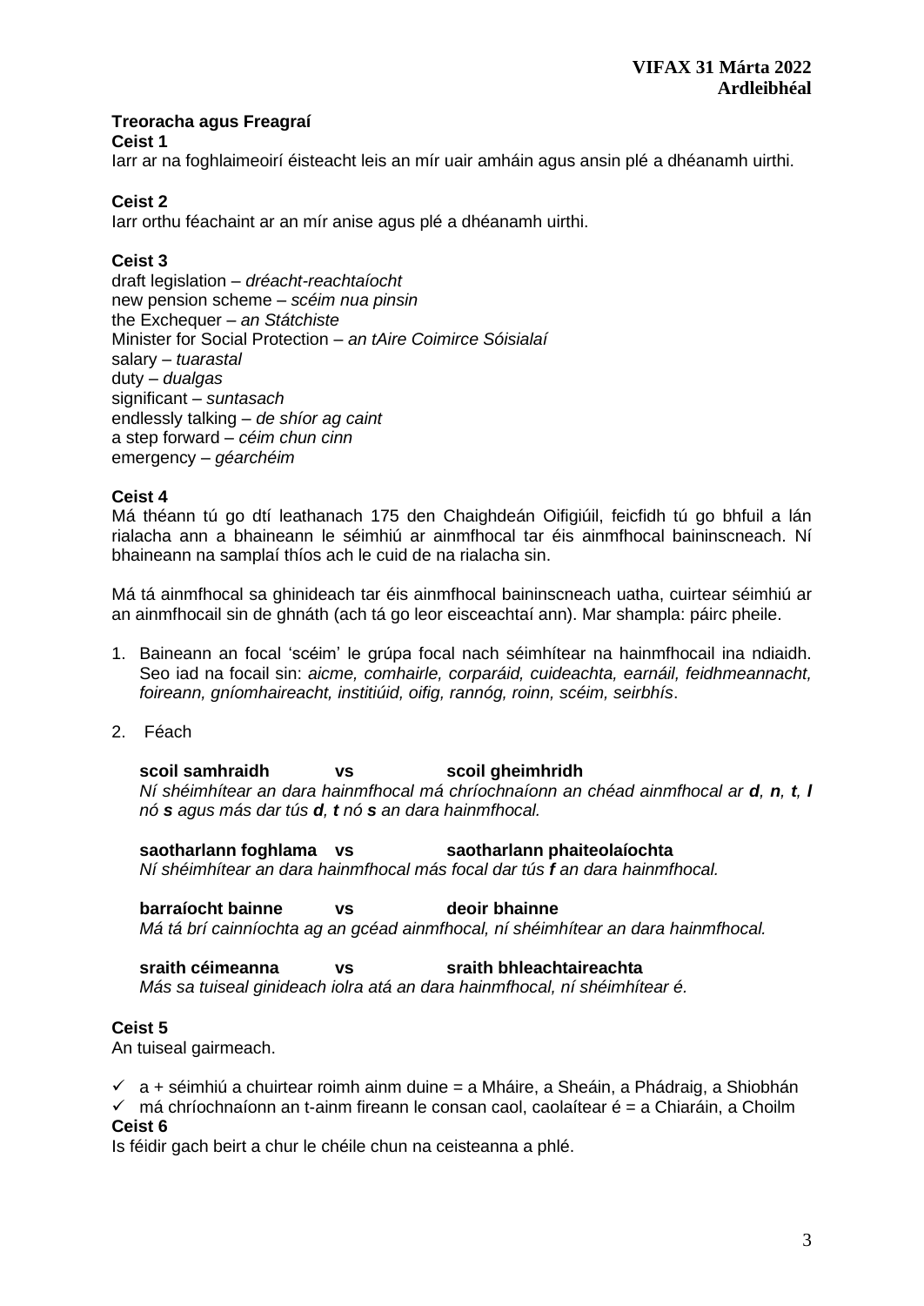## Treoracha agus Freagraí

**Ceist 1**

Iarr ar na foghlaimeoirí éisteacht leis an mír uair amháin agus ansin plé a dhéanamh uirthi.

**Ceist 2**

Iarr orthu féachaint ar an mír anise agus plé a dhéanamh uirthi.

**Ceist 3**

draft legislation – *dréacht-reachtaíocht*
new pension scheme – *scéim nua pinsin*
the Exchequer – *an Státchiste*
Minister for Social Protection – *an tAire Coimirce Sóisialaí*
salary – *tuarastal*
duty – *dualgas*
significant – *suntasach*
endlessly talking – *de shíor ag caint*
a step forward – *céim chun cinn*
emergency – *géarchéim*

**Ceist 4**

Má théann tú go dtí leathanach 175 den Chaighdeán Oifigiúil, feicfidh tú go bhfuil a lán rialacha ann a bhaineann le séimhiú ar ainmfhocal tar éis ainmfhocal baininscneach. Ní bhaineann na samplaí thíos ach le cuid de na rialacha sin.

Má tá ainmfhocal sa ghinideach tar éis ainmfhocal baininscneach uatha, cuirtear séimhiú ar an ainmfhocail sin de ghnáth (ach tá go leor eisceachtaí ann). Mar shampla: páirc pheile.

1. Baineann an focal 'scéim' le grúpa focal nach séimhítear na hainmfhocail ina ndiaidh. Seo iad na focail sin: *aicme, comhairle, corparáid, cuideachta, earnáil, feidhmeannacht, foireann, gníomhaireacht, institiúid, oifig, rannóg, roinn, scéim, seirbhís*.

2. Féach

   **scoil samhraidh vs scoil gheimhridh**
   *Ní shéimhítear an dara hainmfhocal má chríochnaíonn an chéad ainmfhocal ar **d**, **n**, **t**, **l** nó **s** agus más dar tús **d**, **t** nó **s** an dara hainmfhocal.*

   **saotharlann foghlama vs saotharlann phaiteolaíochta**
   *Ní shéimhítear an dara hainmfhocal más focal dar tús **f** an dara hainmfhocal.*

   **barraíocht bainne vs deoir bhainne**
   *Má tá brí cainníochta ag an gcéad ainmfhocal, ní shéimhítear an dara hainmfhocal.*

   **sraith céimeanna vs sraith bhleachtaireachta**
   *Más sa tuiseal ginideach iolra atá an dara hainmfhocal, ní shéimhítear é.*

**Ceist 5**

An tuiseal gairmeach.

- ✓ a + séimhiú a chuirtear roimh ainm duine = a Mháire, a Sheáin, a Phádraig, a Shiobhán
- ✓ má chríochnaíonn an t-ainm fireann le consan caol, caolaítear é = a Chiaráin, a Choilm

**Ceist 6**

Is féidir gach beirt a chur le chéile chun na ceisteanna a phlé.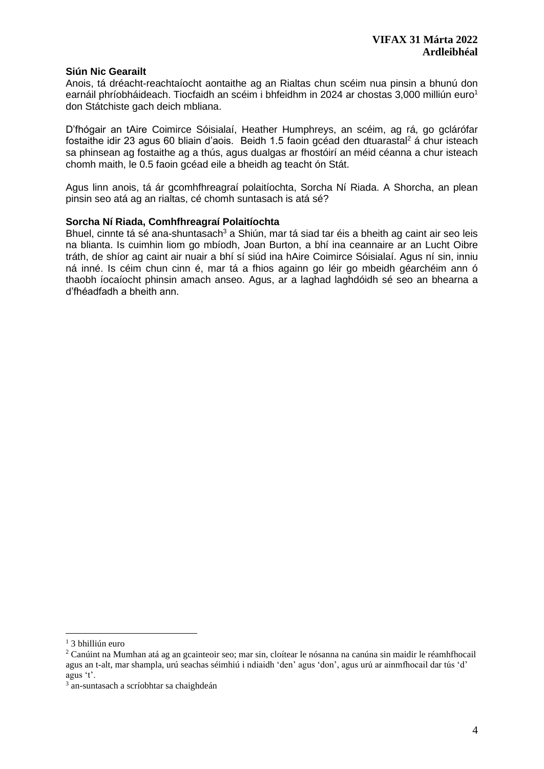**Siún Nic Gearailt**
Anois, tá dréacht-reachtaíocht aontaithe ag an Rialtas chun scéim nua pinsin a bhunú don earnáil phríobháideach. Tiocfaidh an scéim i bhfeidhm in 2024 ar chostas 3,000 milliún euro[1] don Státchiste gach deich mbliana.

D'fhógair an tAire Coimirce Sóisialaí, Heather Humphreys, an scéim, ag rá, go gclárófar fostaithe idir 23 agus 60 bliain d'aois. Beidh 1.5 faoin gcéad den dtuarastal[2] á chur isteach sa phinsean ag fostaithe ag a thús, agus dualgas ar fhostóirí an méid céanna a chur isteach chomh maith, le 0.5 faoin gcéad eile a bheidh ag teacht ón Stát.

Agus linn anois, tá ár gcomhfhreagraí polaitíochta, Sorcha Ní Riada. A Shorcha, an plean pinsin seo atá ag an rialtas, cé chomh suntasach is atá sé?

**Sorcha Ní Riada, Comhfhreagraí Polaitíochta**
Bhuel, cinnte tá sé ana-shuntasach[3] a Shiún, mar tá siad tar éis a bheith ag caint air seo leis na blianta. Is cuimhin liom go mbíodh, Joan Burton, a bhí ina ceannaire ar an Lucht Oibre tráth, de shíor ag caint air nuair a bhí sí siúd ina hAire Coimirce Sóisialaí. Agus ní sin, inniu ná inné. Is céim chun cinn é, mar tá a fhios againn go léir go mbeidh géarchéim ann ó thaobh íocaíocht phinsin amach anseo. Agus, ar a laghad laghdóidh sé seo an bhearna a d'fhéadfadh a bheith ann.

---

[1] 3 bhilliún euro
[2] Canúint na Mumhan atá ag an gcainteoir seo; mar sin, cloítear le nósanna na canúna sin maidir le réamhfhocail agus an t-alt, mar shampla, urú seachas séimhiú i ndiaidh 'den' agus 'don', agus urú ar ainmfhocail dar tús 'd' agus 't'.
[3] an-suntasach a scríobhtar sa chaighdeán